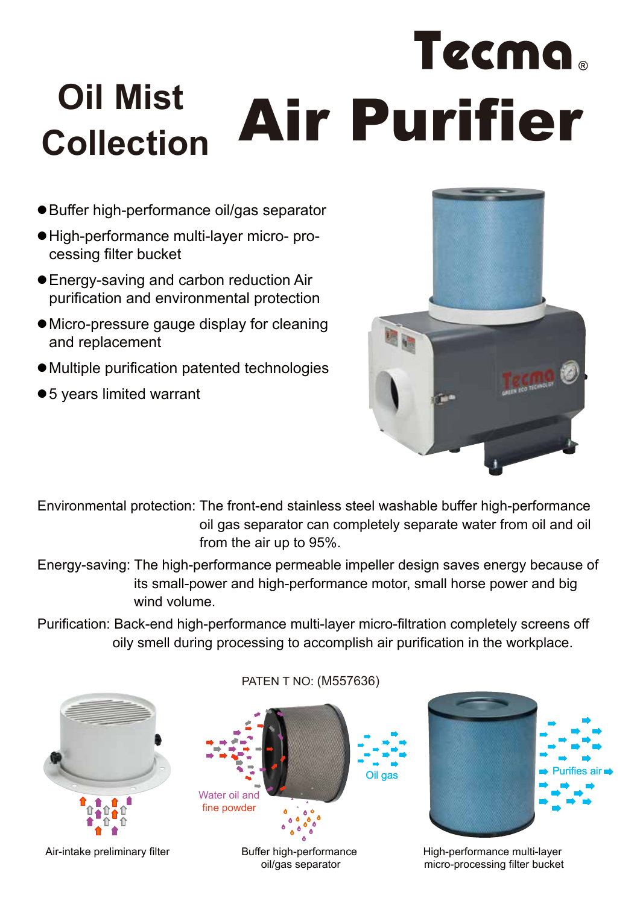# Tecma®

## Oil Mist Collection

# Air Purifier

- Buffer high-performance oil/gas separator
- High-performance multi-layer micro- processing filter bucket
- Energy-saving and carbon reduction Air purification and environmental protection
- Micro-pressure gauge display for cleaning and replacement
- Multiple purification patented technologies
- 5 years limited warrant

Environmental protection: The front-end stainless steel washable buffer high-performance oil gas separator can completely separate water from oil and oil from the air up to 95%.

Energy-saving: The high-performance permeable impeller design saves energy because of its small-power and high-performance motor, small horse power and big wind volume.

Purification: Back-end high-performance multi-layer micro-filtration completely screens off oily smell during processing to accomplish air purification in the workplace.

PATEN T NO: (M557636)

Air-intake preliminary filter

Water oil and fine powder

Oil gas

Buffer high-performance oil/gas separator

Purifies air

High-performance multi-layer micro-processing filter bucket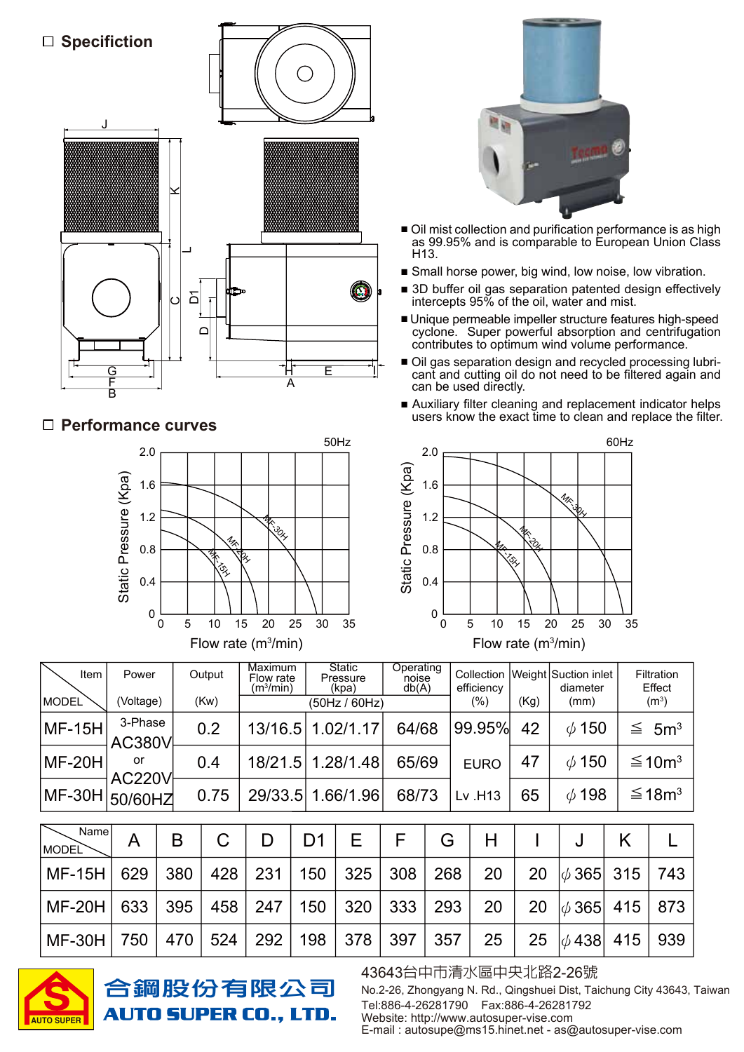## ☐ Specifiction

J

K

L

C

D1

D

G

F

B

H

E

A

- Oil mist collection and purification performance is as high as 99.95% and is comparable to European Union Class H13.
- Small horse power, big wind, low noise, low vibration.
- 3D buffer oil gas separation patented design effectively intercepts 95% of the oil, water and mist.
- Unique permeable impeller structure features high-speed cyclone. Super powerful absorption and centrifugation contributes to optimum wind volume performance.
- Oil gas separation design and recycled processing lubricant and cutting oil do not need to be filtered again and can be used directly.
- Auxiliary filter cleaning and replacement indicator helps users know the exact time to clean and replace the filter.

## ☐ Performance curves

50Hz

Static Pressure (Kpa)

2.0
1.6
1.2
0.8
0.4
0

MF-30H
MF-20H
MF-15H

0 5 10 15 20 25 30 35

Flow rate (m³/min)

60Hz

Static Pressure (Kpa)

2.0
1.6
1.2
0.8
0.4
0

MF-30H
MF-20H
MF-15H

0 5 10 15 20 25 30 35

Flow rate (m³/min)

| Item / MODEL | Power (Voltage) | Output (Kw) | Maximum Flow rate (m³/min) | Static Pressure (kpa) | Operating noise db(A) | Collection efficiency (%) | Weight (Kg) | Suction inlet diameter (mm) | Filtration Effect (m³) |
|---|---|---|---|---|---|---|---|---|---|
| | | | (50Hz / 60Hz) | | | | | | |
| MF-15H | 3-Phase AC380V or AC220V 50/60HZ | 0.2 | 13/16.5 | 1.02/1.17 | 64/68 | 99.95% EURO Lv .H13 | 42 | ϕ 150 | ≦ 5m³ |
| MF-20H | | 0.4 | 18/21.5 | 1.28/1.48 | 65/69 | | 47 | ϕ 150 | ≦10m³ |
| MF-30H | | 0.75 | 29/33.5 | 1.66/1.96 | 68/73 | | 65 | ϕ 198 | ≦18m³ |

| Name / MODEL | A | B | C | D | D1 | E | F | G | H | I | J | K | L |
|---|---|---|---|---|---|---|---|---|---|---|---|---|---|
| MF-15H | 629 | 380 | 428 | 231 | 150 | 325 | 308 | 268 | 20 | 20 | ϕ 365 | 315 | 743 |
| MF-20H | 633 | 395 | 458 | 247 | 150 | 320 | 333 | 293 | 20 | 20 | ϕ 365 | 415 | 873 |
| MF-30H | 750 | 470 | 524 | 292 | 198 | 378 | 397 | 357 | 25 | 25 | ϕ 438 | 415 | 939 |

AUTO SUPER

合鋼股份有限公司
AUTO SUPER CO., LTD.

43643台中市清水區中央北路2-26號
No.2-26, Zhongyang N. Rd., Qingshuei Dist, Taichung City 43643, Taiwan
Tel:886-4-26281790 Fax:886-4-26281792
Website: http://www.autosuper-vise.com
E-mail : autosupe@ms15.hinet.net - as@autosuper-vise.com